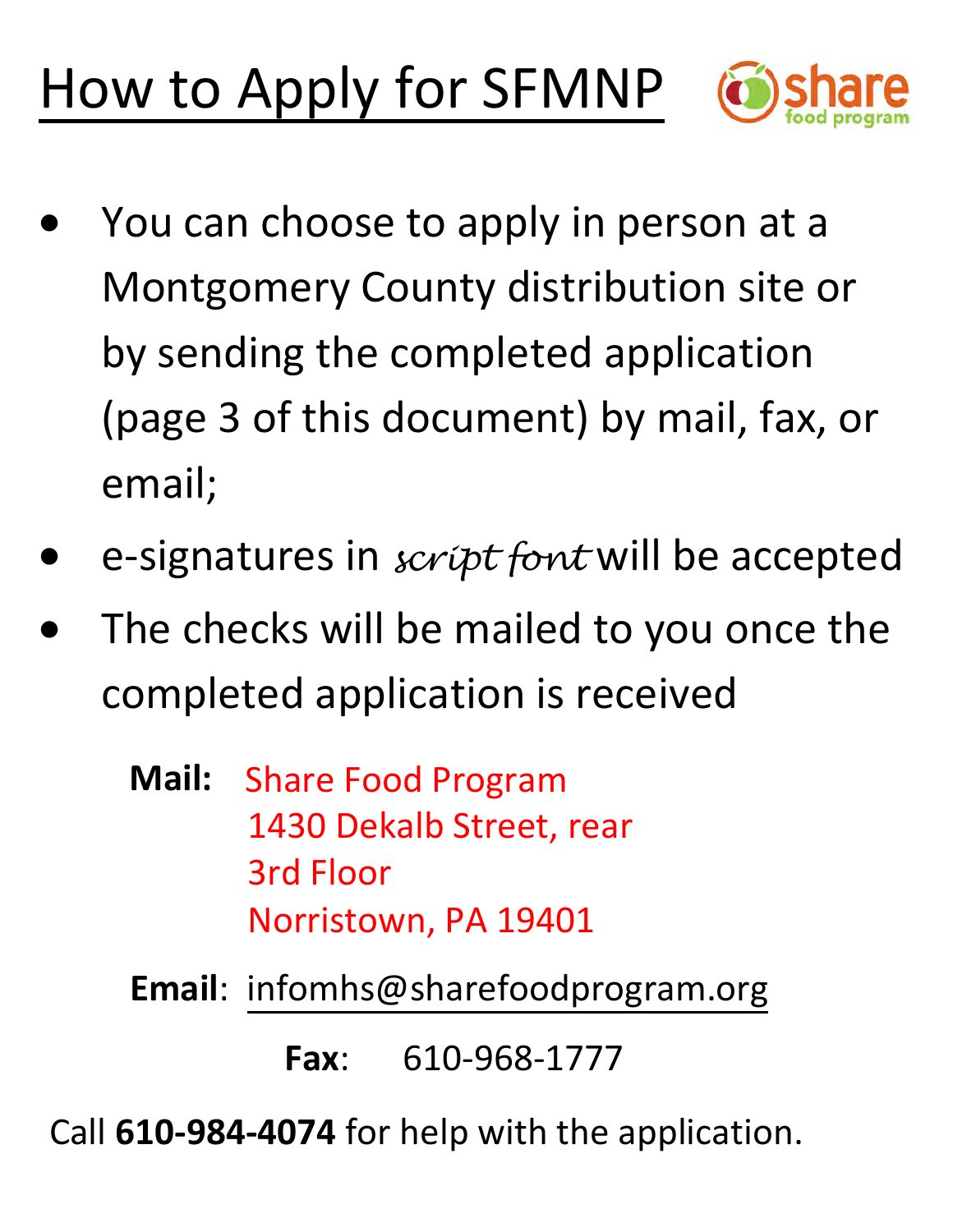# How to Apply for SFMNP

share food program

- You can choose to apply in person at a Montgomery County distribution site or by sending the completed application (page 3 of this document) by mail, fax, or email;
- e-signatures in *script font* will be accepted
- The checks will be mailed to you once the completed application is received

**Mail:** Share Food Program
1430 Dekalb Street, rear
3rd Floor
Norristown, PA 19401

**Email**: infomhs@sharefoodprogram.org

**Fax**: 610-968-1777

Call **610-984-4074** for help with the application.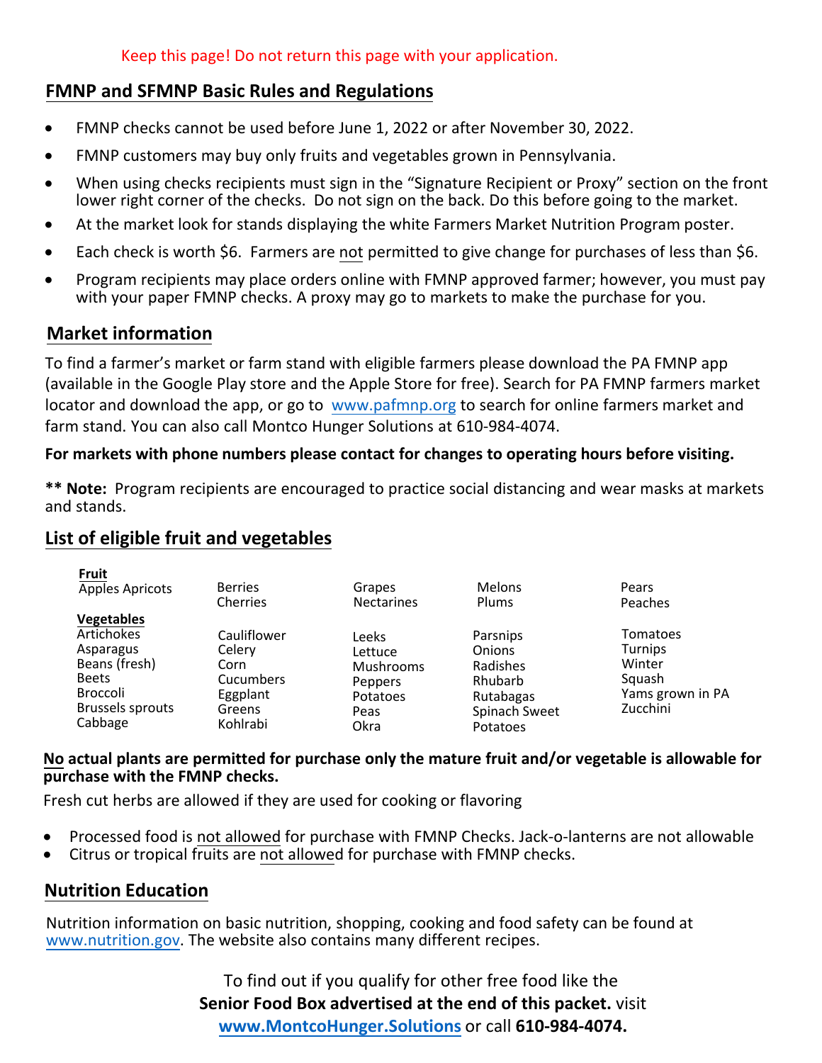Keep this page! Do not return this page with your application.

## FMNP and SFMNP Basic Rules and Regulations

- FMNP checks cannot be used before June 1, 2022 or after November 30, 2022.
- FMNP customers may buy only fruits and vegetables grown in Pennsylvania.
- When using checks recipients must sign in the "Signature Recipient or Proxy" section on the front lower right corner of the checks. Do not sign on the back. Do this before going to the market.
- At the market look for stands displaying the white Farmers Market Nutrition Program poster.
- Each check is worth $6. Farmers are not permitted to give change for purchases of less than $6.
- Program recipients may place orders online with FMNP approved farmer; however, you must pay with your paper FMNP checks. A proxy may go to markets to make the purchase for you.

## Market information

To find a farmer's market or farm stand with eligible farmers please download the PA FMNP app (available in the Google Play store and the Apple Store for free). Search for PA FMNP farmers market locator and download the app, or go to www.pafmnp.org to search for online farmers market and farm stand. You can also call Montco Hunger Solutions at 610-984-4074.

**For markets with phone numbers please contact for changes to operating hours before visiting.**

**\*\* Note:** Program recipients are encouraged to practice social distancing and wear masks at markets and stands.

## List of eligible fruit and vegetables

**Fruit**

Apples, Apricots, Berries, Cherries, Grapes, Nectarines, Melons, Plums, Pears, Peaches

**Vegetables**

Artichokes, Asparagus, Beans (fresh), Beets, Broccoli, Brussels sprouts, Cabbage, Cauliflower, Celery, Corn, Cucumbers, Eggplant, Greens, Kohlrabi, Leeks, Lettuce, Mushrooms, Peppers, Potatoes, Peas, Okra, Parsnips, Onions, Radishes, Rhubarb, Rutabagas, Spinach, Sweet Potatoes, Tomatoes, Turnips, Winter Squash, Yams grown in PA, Zucchini

**No actual plants are permitted for purchase only the mature fruit and/or vegetable is allowable for purchase with the FMNP checks.**

Fresh cut herbs are allowed if they are used for cooking or flavoring

- Processed food is not allowed for purchase with FMNP Checks. Jack-o-lanterns are not allowable
- Citrus or tropical fruits are not allowed for purchase with FMNP checks.

## Nutrition Education

Nutrition information on basic nutrition, shopping, cooking and food safety can be found at www.nutrition.gov. The website also contains many different recipes.

To find out if you qualify for other free food like the **Senior Food Box advertised at the end of this packet.** visit **www.MontcoHunger.Solutions** or call **610-984-4074.**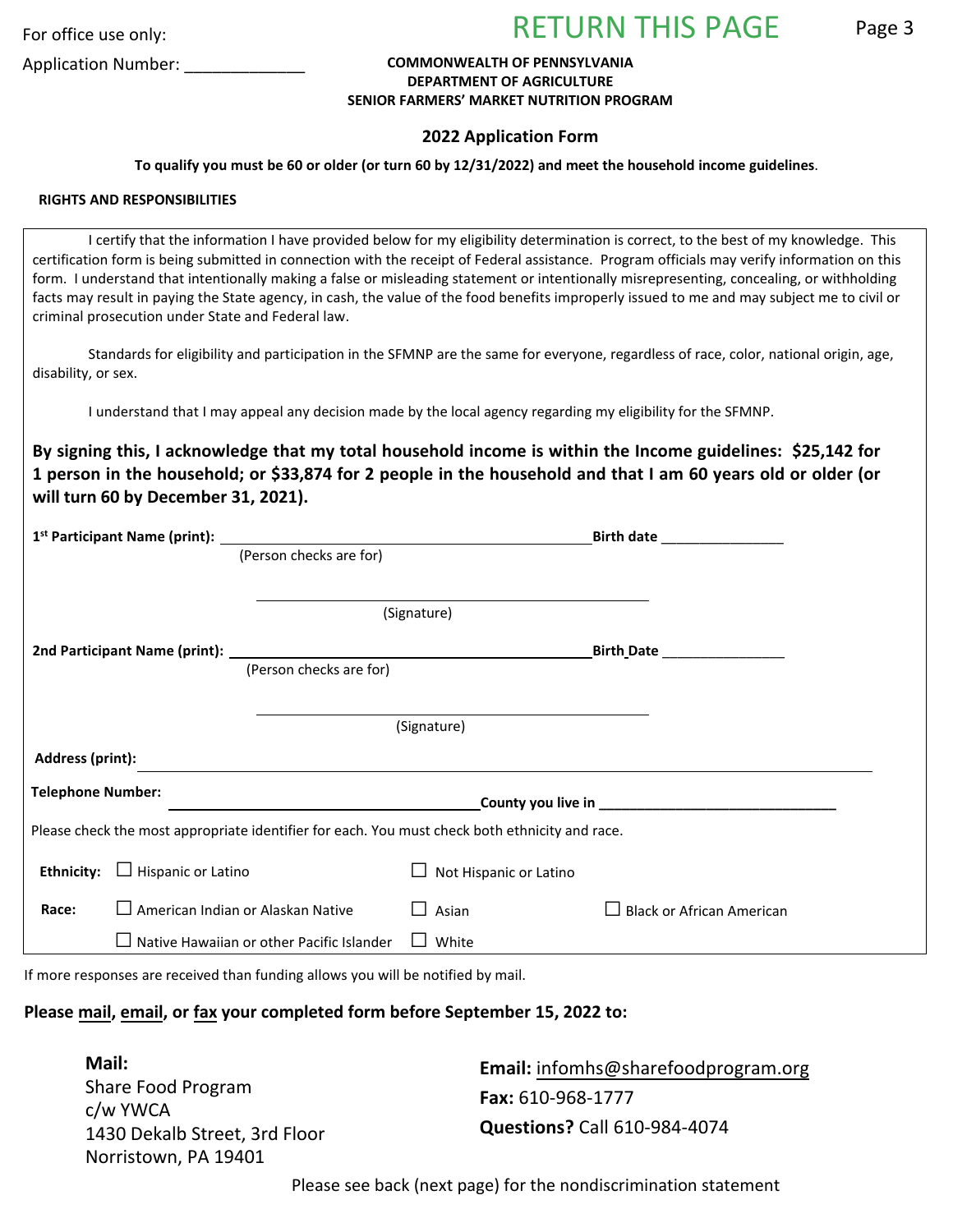For office use only:

Application Number: _____________

RETURN THIS PAGE

**COMMONWEALTH OF PENNSYLVANIA**
**DEPARTMENT OF AGRICULTURE**
**SENIOR FARMERS' MARKET NUTRITION PROGRAM**

**2022 Application Form**

**To qualify you must be 60 or older (or turn 60 by 12/31/2022) and meet the household income guidelines**.

**RIGHTS AND RESPONSIBILITIES**

I certify that the information I have provided below for my eligibility determination is correct, to the best of my knowledge. This certification form is being submitted in connection with the receipt of Federal assistance. Program officials may verify information on this form. I understand that intentionally making a false or misleading statement or intentionally misrepresenting, concealing, or withholding facts may result in paying the State agency, in cash, the value of the food benefits improperly issued to me and may subject me to civil or criminal prosecution under State and Federal law.

Standards for eligibility and participation in the SFMNP are the same for everyone, regardless of race, color, national origin, age, disability, or sex.

I understand that I may appeal any decision made by the local agency regarding my eligibility for the SFMNP.

**By signing this, I acknowledge that my total household income is within the Income guidelines: $25,142 for 1 person in the household; or $33,874 for 2 people in the household and that I am 60 years old or older (or will turn 60 by December 31, 2021).**

**1st Participant Name (print):** ______________________________ **Birth date** _______________
(Person checks are for)

______________________________
(Signature)

**2nd Participant Name (print):** ______________________________ **Birth Date** _______________
(Person checks are for)

______________________________
(Signature)

**Address (print):** ______________________________

**Telephone Number:** ______________________________ **County you live in** ______________________________

Please check the most appropriate identifier for each. You must check both ethnicity and race.

**Ethnicity:** ☐ Hispanic or Latino ☐ Not Hispanic or Latino

**Race:** ☐ American Indian or Alaskan Native ☐ Asian ☐ Black or African American
☐ Native Hawaiian or other Pacific Islander ☐ White

If more responses are received than funding allows you will be notified by mail.

**Please mail, email, or fax your completed form before September 15, 2022 to:**

**Mail:**
Share Food Program
c/w YWCA
1430 Dekalb Street, 3rd Floor
Norristown, PA 19401

**Email:** infomhs@sharefoodprogram.org
**Fax:** 610-968-1777
**Questions?** Call 610-984-4074

Please see back (next page) for the nondiscrimination statement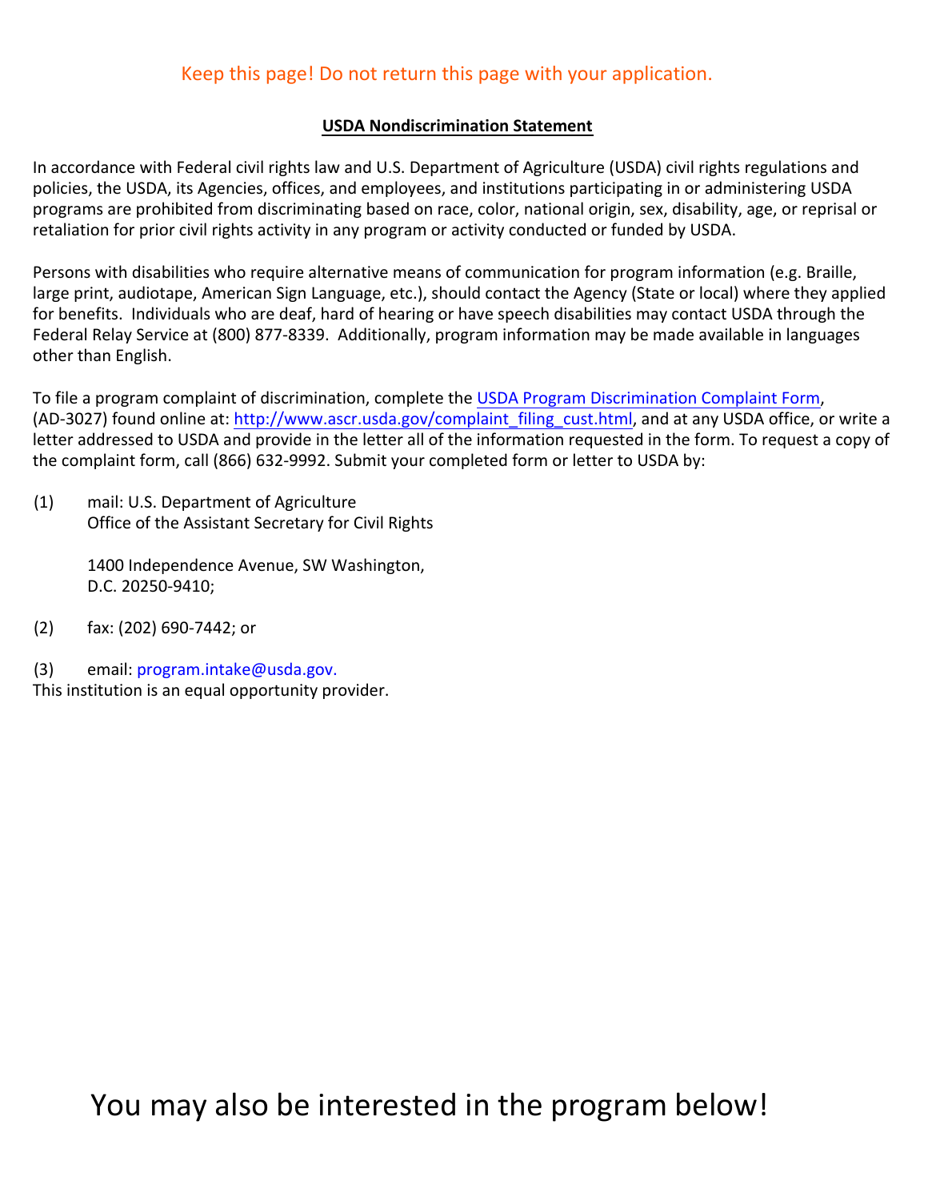Keep this page! Do not return this page with your application.

**USDA Nondiscrimination Statement**

In accordance with Federal civil rights law and U.S. Department of Agriculture (USDA) civil rights regulations and policies, the USDA, its Agencies, offices, and employees, and institutions participating in or administering USDA programs are prohibited from discriminating based on race, color, national origin, sex, disability, age, or reprisal or retaliation for prior civil rights activity in any program or activity conducted or funded by USDA.

Persons with disabilities who require alternative means of communication for program information (e.g. Braille, large print, audiotape, American Sign Language, etc.), should contact the Agency (State or local) where they applied for benefits. Individuals who are deaf, hard of hearing or have speech disabilities may contact USDA through the Federal Relay Service at (800) 877-8339. Additionally, program information may be made available in languages other than English.

To file a program complaint of discrimination, complete the USDA Program Discrimination Complaint Form, (AD-3027) found online at: http://www.ascr.usda.gov/complaint_filing_cust.html, and at any USDA office, or write a letter addressed to USDA and provide in the letter all of the information requested in the form. To request a copy of the complaint form, call (866) 632-9992. Submit your completed form or letter to USDA by:

(1) mail: U.S. Department of Agriculture
Office of the Assistant Secretary for Civil Rights

1400 Independence Avenue, SW Washington,
D.C. 20250-9410;

(2) fax: (202) 690-7442; or

(3) email: program.intake@usda.gov.

This institution is an equal opportunity provider.

# You may also be interested in the program below!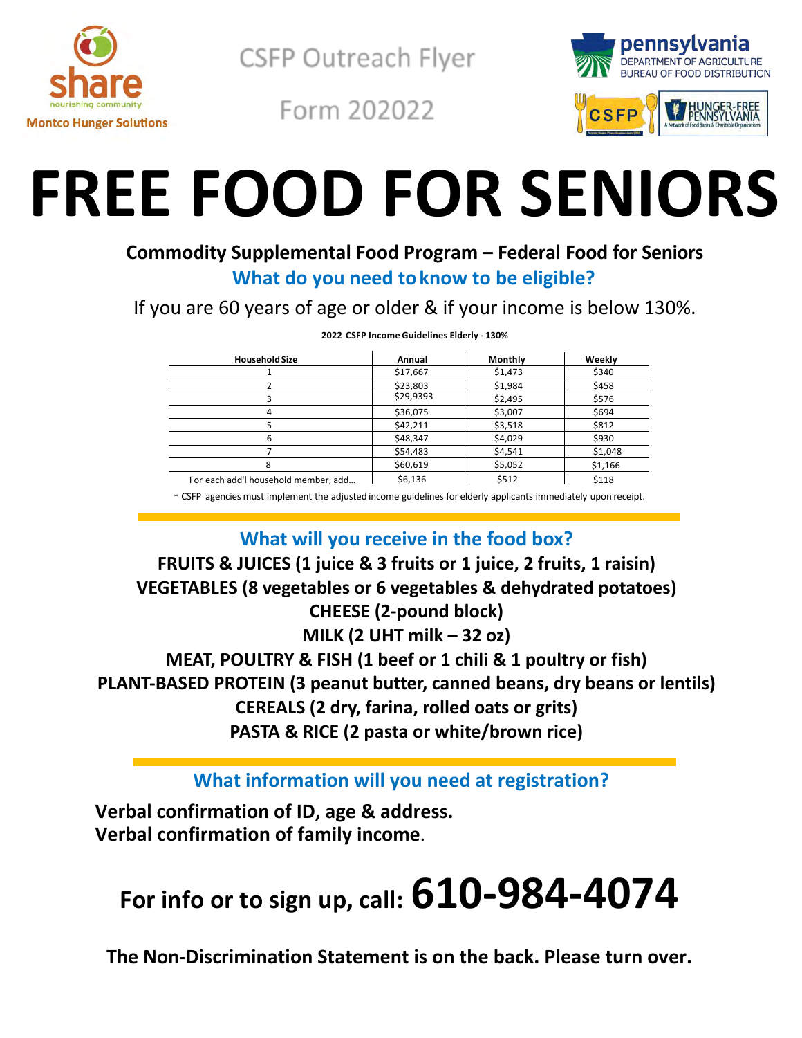share
nourishing community
Montco Hunger Solutions

CSFP Outreach Flyer

Form 202022

pennsylvania
DEPARTMENT OF AGRICULTURE
BUREAU OF FOOD DISTRIBUTION

CSFP

HUNGER-FREE PENNSYLVANIA
A Network of Food Banks & Charitable Organizations

# FREE FOOD FOR SENIORS

**Commodity Supplemental Food Program – Federal Food for Seniors**

## What do you need to know to be eligible?

If you are 60 years of age or older & if your income is below 130%.

**2022 CSFP Income Guidelines Elderly - 130%**

| Household Size | Annual | Monthly | Weekly |
|---|---|---|---|
| 1 | $17,667 | $1,473 | $340 |
| 2 | $23,803 | $1,984 | $458 |
| 3 | $29,9393 | $2,495 | $576 |
| 4 | $36,075 | $3,007 | $694 |
| 5 | $42,211 | $3,518 | $812 |
| 6 | $48,347 | $4,029 | $930 |
| 7 | $54,483 | $4,541 | $1,048 |
| 8 | $60,619 | $5,052 | $1,166 |
| For each add'l household member, add... | $6,136 | $512 | $118 |

* CSFP agencies must implement the adjusted income guidelines for elderly applicants immediately upon receipt.

## What will you receive in the food box?

**FRUITS & JUICES (1 juice & 3 fruits or 1 juice, 2 fruits, 1 raisin)**
**VEGETABLES (8 vegetables or 6 vegetables & dehydrated potatoes)**
**CHEESE (2-pound block)**
**MILK (2 UHT milk – 32 oz)**
**MEAT, POULTRY & FISH (1 beef or 1 chili & 1 poultry or fish)**
**PLANT-BASED PROTEIN (3 peanut butter, canned beans, dry beans or lentils)**
**CEREALS (2 dry, farina, rolled oats or grits)**
**PASTA & RICE (2 pasta or white/brown rice)**

## What information will you need at registration?

**Verbal confirmation of ID, age & address.**
**Verbal confirmation of family income.**

**For info or to sign up, call: 610-984-4074**

**The Non-Discrimination Statement is on the back. Please turn over.**